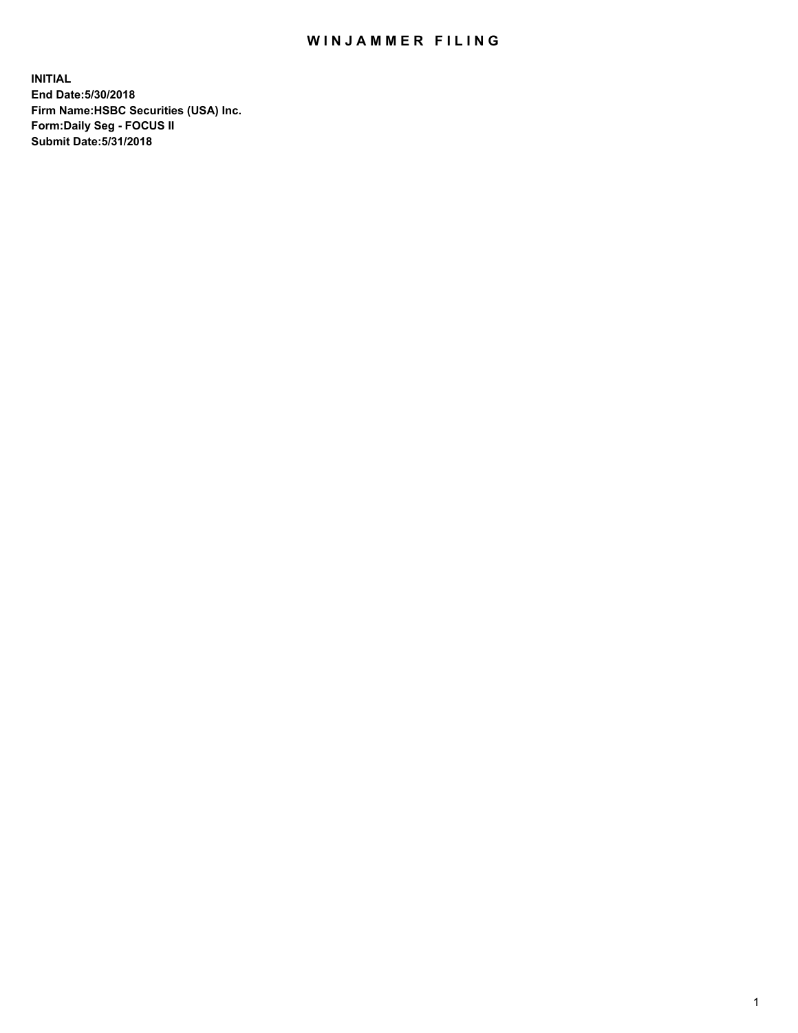# WINJAMMER FILING

**INITIAL**
**End Date:5/30/2018**
**Firm Name:HSBC Securities (USA) Inc.**
**Form:Daily Seg - FOCUS II**
**Submit Date:5/31/2018**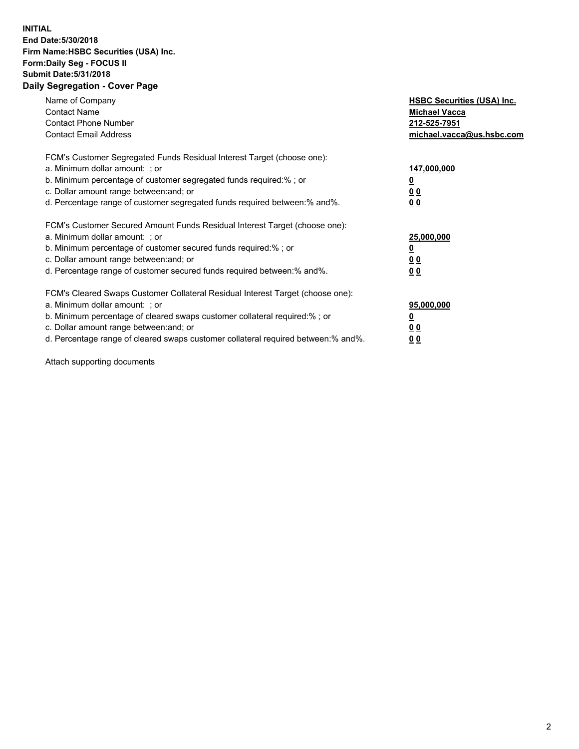**INITIAL**
**End Date:5/30/2018**
**Firm Name:HSBC Securities (USA) Inc.**
**Form:Daily Seg - FOCUS II**
**Submit Date:5/31/2018**
**Daily Segregation - Cover Page**

| | |
|---|---|
| Name of Company | **HSBC Securities (USA) Inc.** |
| Contact Name | **Michael Vacca** |
| Contact Phone Number | **212-525-7951** |
| Contact Email Address | **michael.vacca@us.hsbc.com** |
| FCM's Customer Segregated Funds Residual Interest Target (choose one): | |
| a. Minimum dollar amount: ; or | **147,000,000** |
| b. Minimum percentage of customer segregated funds required:% ; or | **0** |
| c. Dollar amount range between:and; or | **0 0** |
| d. Percentage range of customer segregated funds required between:% and%. | **0 0** |
| FCM's Customer Secured Amount Funds Residual Interest Target (choose one): | |
| a. Minimum dollar amount: ; or | **25,000,000** |
| b. Minimum percentage of customer secured funds required:% ; or | **0** |
| c. Dollar amount range between:and; or | **0 0** |
| d. Percentage range of customer secured funds required between:% and%. | **0 0** |
| FCM's Cleared Swaps Customer Collateral Residual Interest Target (choose one): | |
| a. Minimum dollar amount: ; or | **95,000,000** |
| b. Minimum percentage of cleared swaps customer collateral required:% ; or | **0** |
| c. Dollar amount range between:and; or | **0 0** |
| d. Percentage range of cleared swaps customer collateral required between:% and%. | **0 0** |

Attach supporting documents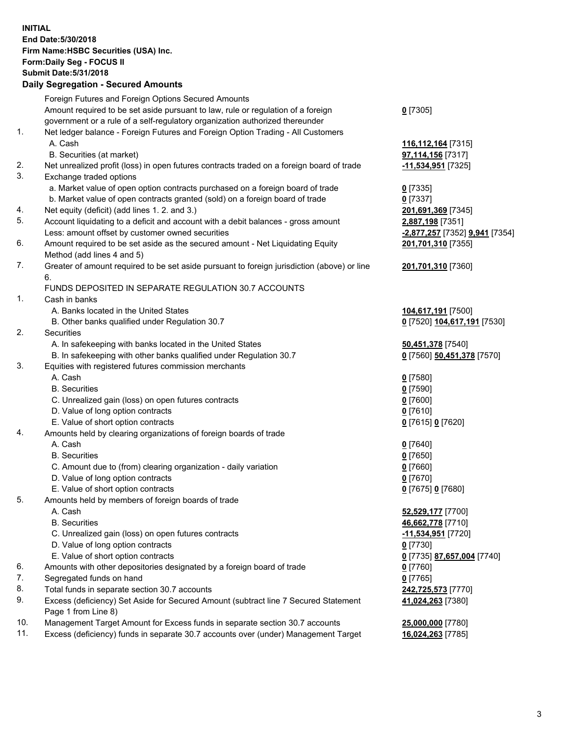**INITIAL**
**End Date:5/30/2018**
**Firm Name:HSBC Securities (USA) Inc.**
**Form:Daily Seg - FOCUS II**
**Submit Date:5/31/2018**

**Daily Segregation - Secured Amounts**

| | | |
|---|---|---|
| | Foreign Futures and Foreign Options Secured Amounts | |
| | Amount required to be set aside pursuant to law, rule or regulation of a foreign government or a rule of a self-regulatory organization authorized thereunder | **0** [7305] |
| 1. | Net ledger balance - Foreign Futures and Foreign Option Trading - All Customers | |
| | A. Cash | **116,112,164** [7315] |
| | B. Securities (at market) | **97,114,156** [7317] |
| 2. | Net unrealized profit (loss) in open futures contracts traded on a foreign board of trade | **-11,534,951** [7325] |
| 3. | Exchange traded options | |
| | a. Market value of open option contracts purchased on a foreign board of trade | **0** [7335] |
| | b. Market value of open contracts granted (sold) on a foreign board of trade | **0** [7337] |
| 4. | Net equity (deficit) (add lines 1. 2. and 3.) | **201,691,369** [7345] |
| 5. | Account liquidating to a deficit and account with a debit balances - gross amount | **2,887,198** [7351] |
| | Less: amount offset by customer owned securities | **-2,877,257** [7352] **9,941** [7354] |
| 6. | Amount required to be set aside as the secured amount - Net Liquidating Equity Method (add lines 4 and 5) | **201,701,310** [7355] |
| 7. | Greater of amount required to be set aside pursuant to foreign jurisdiction (above) or line 6. | **201,701,310** [7360] |
| | FUNDS DEPOSITED IN SEPARATE REGULATION 30.7 ACCOUNTS | |
| 1. | Cash in banks | |
| | A. Banks located in the United States | **104,617,191** [7500] |
| | B. Other banks qualified under Regulation 30.7 | **0** [7520] **104,617,191** [7530] |
| 2. | Securities | |
| | A. In safekeeping with banks located in the United States | **50,451,378** [7540] |
| | B. In safekeeping with other banks qualified under Regulation 30.7 | **0** [7560] **50,451,378** [7570] |
| 3. | Equities with registered futures commission merchants | |
| | A. Cash | **0** [7580] |
| | B. Securities | **0** [7590] |
| | C. Unrealized gain (loss) on open futures contracts | **0** [7600] |
| | D. Value of long option contracts | **0** [7610] |
| | E. Value of short option contracts | **0** [7615] **0** [7620] |
| 4. | Amounts held by clearing organizations of foreign boards of trade | |
| | A. Cash | **0** [7640] |
| | B. Securities | **0** [7650] |
| | C. Amount due to (from) clearing organization - daily variation | **0** [7660] |
| | D. Value of long option contracts | **0** [7670] |
| | E. Value of short option contracts | **0** [7675] **0** [7680] |
| 5. | Amounts held by members of foreign boards of trade | |
| | A. Cash | **52,529,177** [7700] |
| | B. Securities | **46,662,778** [7710] |
| | C. Unrealized gain (loss) on open futures contracts | **-11,534,951** [7720] |
| | D. Value of long option contracts | **0** [7730] |
| | E. Value of short option contracts | **0** [7735] **87,657,004** [7740] |
| 6. | Amounts with other depositories designated by a foreign board of trade | **0** [7760] |
| 7. | Segregated funds on hand | **0** [7765] |
| 8. | Total funds in separate section 30.7 accounts | **242,725,573** [7770] |
| 9. | Excess (deficiency) Set Aside for Secured Amount (subtract line 7 Secured Statement Page 1 from Line 8) | **41,024,263** [7380] |
| 10. | Management Target Amount for Excess funds in separate section 30.7 accounts | **25,000,000** [7780] |
| 11. | Excess (deficiency) funds in separate 30.7 accounts over (under) Management Target | **16,024,263** [7785] |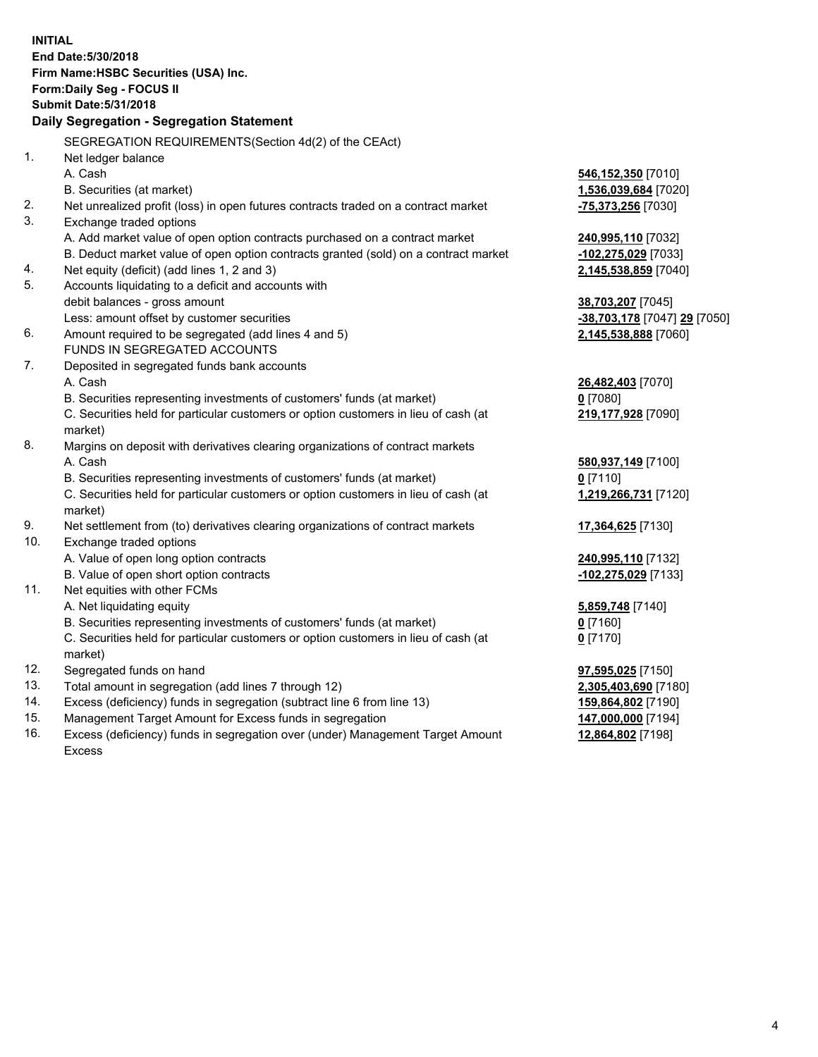**INITIAL**
**End Date:5/30/2018**
**Firm Name:HSBC Securities (USA) Inc.**
**Form:Daily Seg - FOCUS II**
**Submit Date:5/31/2018**

## Daily Segregation - Segregation Statement

SEGREGATION REQUIREMENTS(Section 4d(2) of the CEAct)

| | | |
|---|---|---|
| 1. | Net ledger balance | |
| | A. Cash | **546,152,350** [7010] |
| | B. Securities (at market) | **1,536,039,684** [7020] |
| 2. | Net unrealized profit (loss) in open futures contracts traded on a contract market | **-75,373,256** [7030] |
| 3. | Exchange traded options | |
| | A. Add market value of open option contracts purchased on a contract market | **240,995,110** [7032] |
| | B. Deduct market value of open option contracts granted (sold) on a contract market | **-102,275,029** [7033] |
| 4. | Net equity (deficit) (add lines 1, 2 and 3) | **2,145,538,859** [7040] |
| 5. | Accounts liquidating to a deficit and accounts with debit balances - gross amount | **38,703,207** [7045] |
| | Less: amount offset by customer securities | **-38,703,178** [7047] **29** [7050] |
| 6. | Amount required to be segregated (add lines 4 and 5) | **2,145,538,888** [7060] |
| | FUNDS IN SEGREGATED ACCOUNTS | |
| 7. | Deposited in segregated funds bank accounts | |
| | A. Cash | **26,482,403** [7070] |
| | B. Securities representing investments of customers' funds (at market) | **0** [7080] |
| | C. Securities held for particular customers or option customers in lieu of cash (at market) | **219,177,928** [7090] |
| 8. | Margins on deposit with derivatives clearing organizations of contract markets | |
| | A. Cash | **580,937,149** [7100] |
| | B. Securities representing investments of customers' funds (at market) | **0** [7110] |
| | C. Securities held for particular customers or option customers in lieu of cash (at market) | **1,219,266,731** [7120] |
| 9. | Net settlement from (to) derivatives clearing organizations of contract markets | **17,364,625** [7130] |
| 10. | Exchange traded options | |
| | A. Value of open long option contracts | **240,995,110** [7132] |
| | B. Value of open short option contracts | **-102,275,029** [7133] |
| 11. | Net equities with other FCMs | |
| | A. Net liquidating equity | **5,859,748** [7140] |
| | B. Securities representing investments of customers' funds (at market) | **0** [7160] |
| | C. Securities held for particular customers or option customers in lieu of cash (at market) | **0** [7170] |
| 12. | Segregated funds on hand | **97,595,025** [7150] |
| 13. | Total amount in segregation (add lines 7 through 12) | **2,305,403,690** [7180] |
| 14. | Excess (deficiency) funds in segregation (subtract line 6 from line 13) | **159,864,802** [7190] |
| 15. | Management Target Amount for Excess funds in segregation | **147,000,000** [7194] |
| 16. | Excess (deficiency) funds in segregation over (under) Management Target Amount Excess | **12,864,802** [7198] |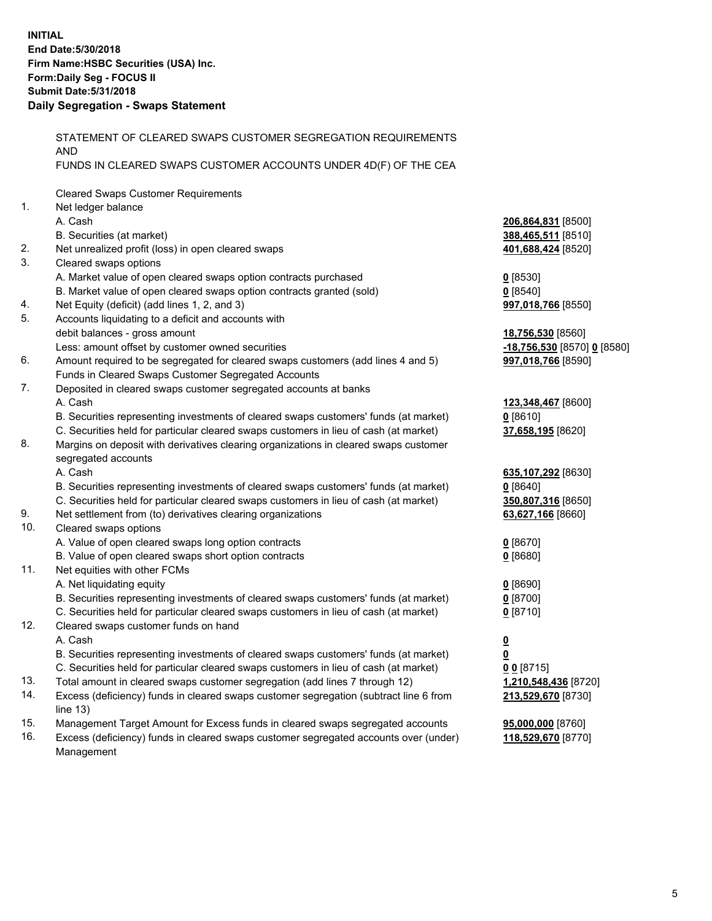**INITIAL**
**End Date:5/30/2018**
**Firm Name:HSBC Securities (USA) Inc.**
**Form:Daily Seg - FOCUS II**
**Submit Date:5/31/2018**
**Daily Segregation - Swaps Statement**

STATEMENT OF CLEARED SWAPS CUSTOMER SEGREGATION REQUIREMENTS AND FUNDS IN CLEARED SWAPS CUSTOMER ACCOUNTS UNDER 4D(F) OF THE CEA

| | | |
|---|---|---|
| | Cleared Swaps Customer Requirements | |
| 1. | Net ledger balance | |
| | A. Cash | **206,864,831** [8500] |
| | B. Securities (at market) | **388,465,511** [8510] |
| 2. | Net unrealized profit (loss) in open cleared swaps | **401,688,424** [8520] |
| 3. | Cleared swaps options | |
| | A. Market value of open cleared swaps option contracts purchased | **0** [8530] |
| | B. Market value of open cleared swaps option contracts granted (sold) | **0** [8540] |
| 4. | Net Equity (deficit) (add lines 1, 2, and 3) | **997,018,766** [8550] |
| 5. | Accounts liquidating to a deficit and accounts with debit balances - gross amount | **18,756,530** [8560] |
| | Less: amount offset by customer owned securities | **-18,756,530** [8570] **0** [8580] |
| 6. | Amount required to be segregated for cleared swaps customers (add lines 4 and 5) | **997,018,766** [8590] |
| | Funds in Cleared Swaps Customer Segregated Accounts | |
| 7. | Deposited in cleared swaps customer segregated accounts at banks | |
| | A. Cash | **123,348,467** [8600] |
| | B. Securities representing investments of cleared swaps customers' funds (at market) | **0** [8610] |
| | C. Securities held for particular cleared swaps customers in lieu of cash (at market) | **37,658,195** [8620] |
| 8. | Margins on deposit with derivatives clearing organizations in cleared swaps customer segregated accounts | |
| | A. Cash | **635,107,292** [8630] |
| | B. Securities representing investments of cleared swaps customers' funds (at market) | **0** [8640] |
| | C. Securities held for particular cleared swaps customers in lieu of cash (at market) | **350,807,316** [8650] |
| 9. | Net settlement from (to) derivatives clearing organizations | **63,627,166** [8660] |
| 10. | Cleared swaps options | |
| | A. Value of open cleared swaps long option contracts | **0** [8670] |
| | B. Value of open cleared swaps short option contracts | **0** [8680] |
| 11. | Net equities with other FCMs | |
| | A. Net liquidating equity | **0** [8690] |
| | B. Securities representing investments of cleared swaps customers' funds (at market) | **0** [8700] |
| | C. Securities held for particular cleared swaps customers in lieu of cash (at market) | **0** [8710] |
| 12. | Cleared swaps customer funds on hand | |
| | A. Cash | **0** |
| | B. Securities representing investments of cleared swaps customers' funds (at market) | **0** |
| | C. Securities held for particular cleared swaps customers in lieu of cash (at market) | **0** **0** [8715] |
| 13. | Total amount in cleared swaps customer segregation (add lines 7 through 12) | **1,210,548,436** [8720] |
| 14. | Excess (deficiency) funds in cleared swaps customer segregation (subtract line 6 from line 13) | **213,529,670** [8730] |
| 15. | Management Target Amount for Excess funds in cleared swaps segregated accounts | **95,000,000** [8760] |
| 16. | Excess (deficiency) funds in cleared swaps customer segregated accounts over (under) Management | **118,529,670** [8770] |